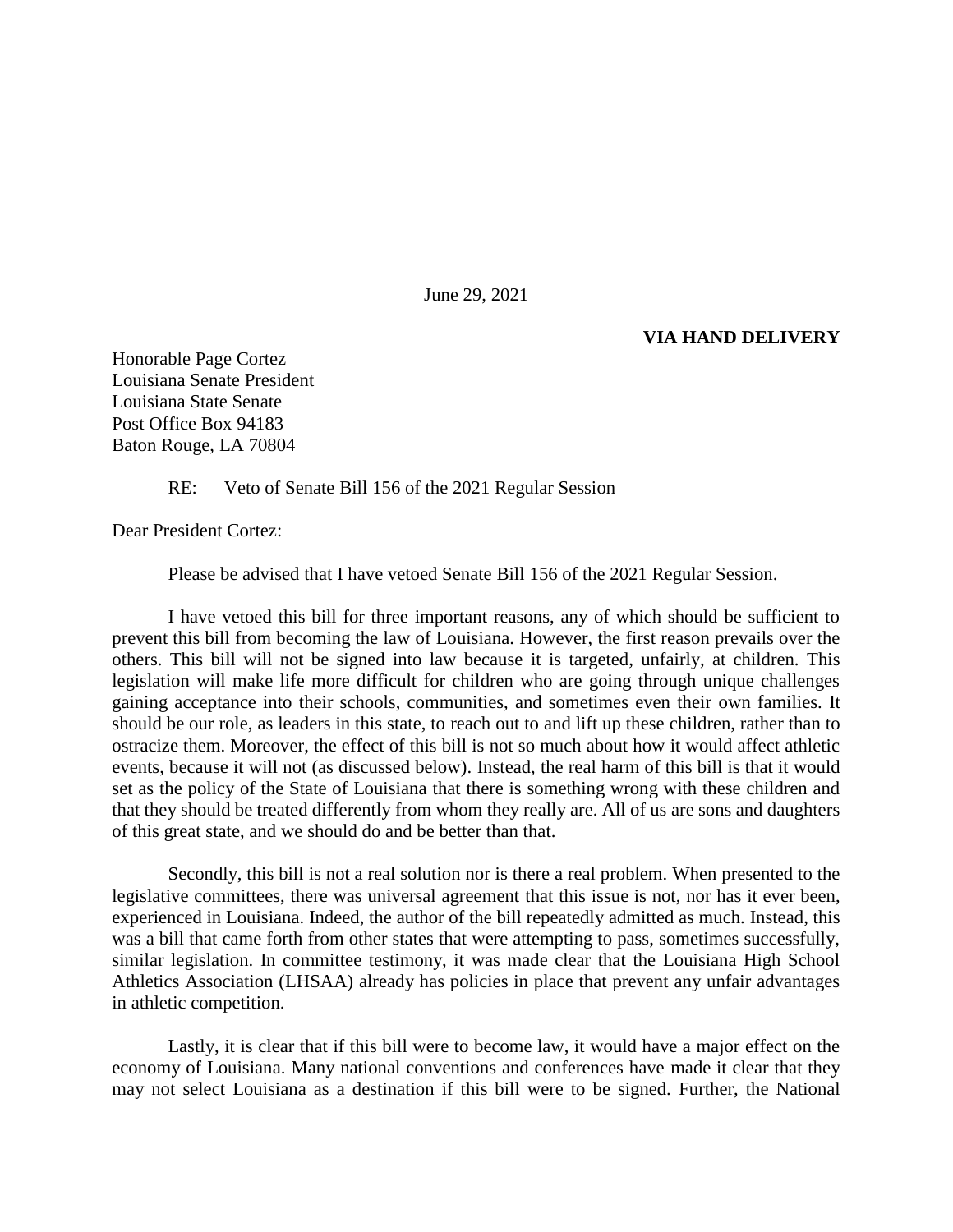June 29, 2021

**VIA HAND DELIVERY**

Honorable Page Cortez
Louisiana Senate President
Louisiana State Senate
Post Office Box 94183
Baton Rouge, LA 70804

RE: Veto of Senate Bill 156 of the 2021 Regular Session

Dear President Cortez:

Please be advised that I have vetoed Senate Bill 156 of the 2021 Regular Session.

I have vetoed this bill for three important reasons, any of which should be sufficient to prevent this bill from becoming the law of Louisiana. However, the first reason prevails over the others. This bill will not be signed into law because it is targeted, unfairly, at children. This legislation will make life more difficult for children who are going through unique challenges gaining acceptance into their schools, communities, and sometimes even their own families. It should be our role, as leaders in this state, to reach out to and lift up these children, rather than to ostracize them. Moreover, the effect of this bill is not so much about how it would affect athletic events, because it will not (as discussed below). Instead, the real harm of this bill is that it would set as the policy of the State of Louisiana that there is something wrong with these children and that they should be treated differently from whom they really are. All of us are sons and daughters of this great state, and we should do and be better than that.

Secondly, this bill is not a real solution nor is there a real problem. When presented to the legislative committees, there was universal agreement that this issue is not, nor has it ever been, experienced in Louisiana. Indeed, the author of the bill repeatedly admitted as much. Instead, this was a bill that came forth from other states that were attempting to pass, sometimes successfully, similar legislation. In committee testimony, it was made clear that the Louisiana High School Athletics Association (LHSAA) already has policies in place that prevent any unfair advantages in athletic competition.

Lastly, it is clear that if this bill were to become law, it would have a major effect on the economy of Louisiana. Many national conventions and conferences have made it clear that they may not select Louisiana as a destination if this bill were to be signed. Further, the National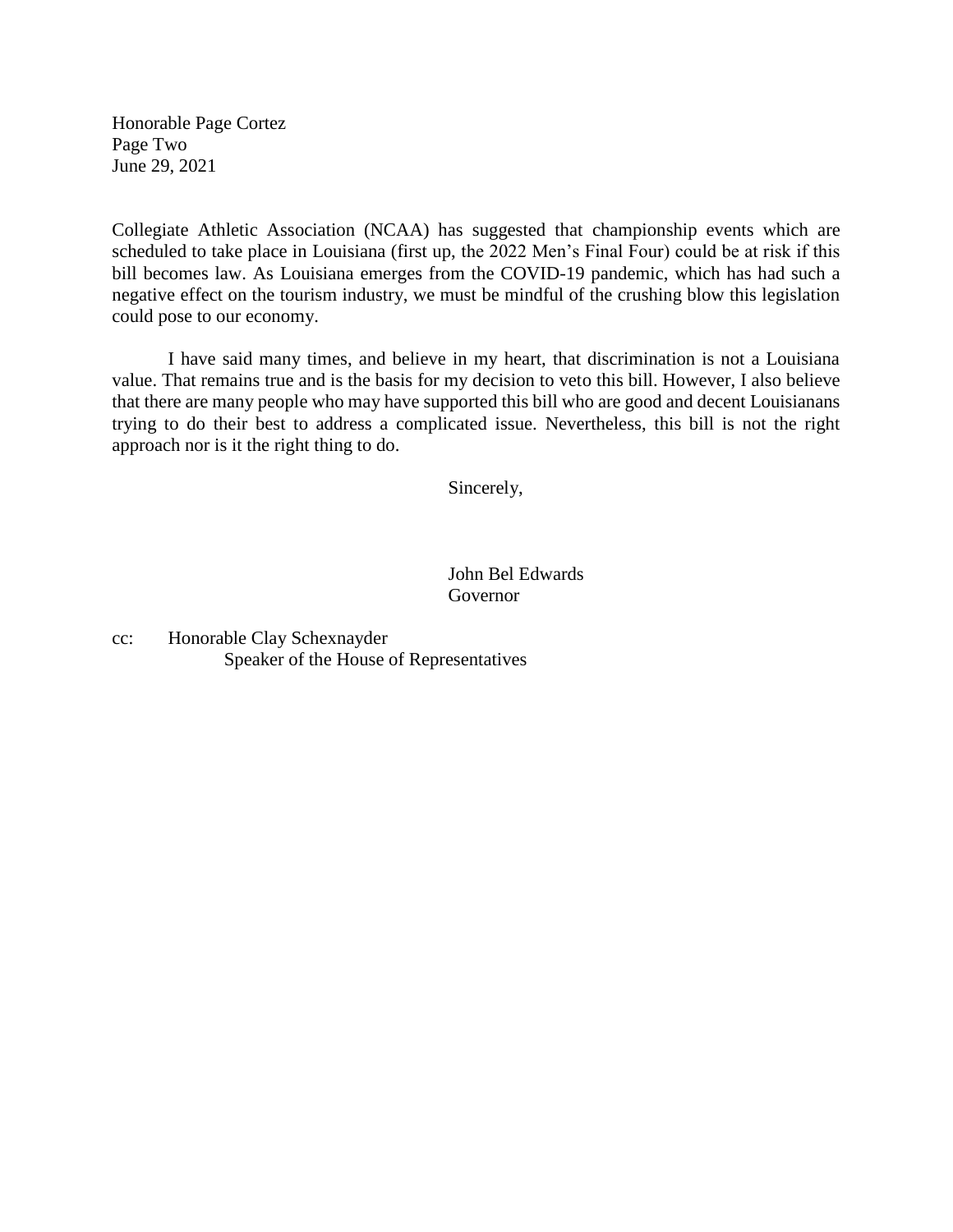Collegiate Athletic Association (NCAA) has suggested that championship events which are scheduled to take place in Louisiana (first up, the 2022 Men's Final Four) could be at risk if this bill becomes law. As Louisiana emerges from the COVID-19 pandemic, which has had such a negative effect on the tourism industry, we must be mindful of the crushing blow this legislation could pose to our economy.

I have said many times, and believe in my heart, that discrimination is not a Louisiana value. That remains true and is the basis for my decision to veto this bill. However, I also believe that there are many people who may have supported this bill who are good and decent Louisianans trying to do their best to address a complicated issue. Nevertheless, this bill is not the right approach nor is it the right thing to do.

Sincerely,

John Bel Edwards
Governor

cc: Honorable Clay Schexnayder
Speaker of the House of Representatives